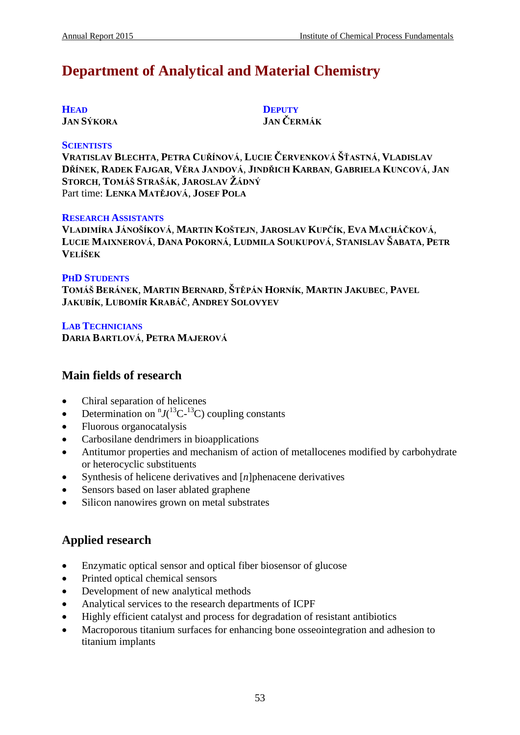# Department of Analytical and Material Chemistry

**HEAD**
**JAN SÝKORA**

**DEPUTY**
**JAN ČERMÁK**

**SCIENTISTS**
**VRATISLAV BLECHTA**, **PETRA CUŘÍNOVÁ**, **LUCIE ČERVENKOVÁ ŠŤASTNÁ**, **VLADISLAV DŘÍNEK**, **RADEK FAJGAR**, **VĚRA JANDOVÁ**, **JINDŘICH KARBAN**, **GABRIELA KUNCOVÁ**, **JAN STORCH**, **TOMÁŠ STRAŠÁK**, **JAROSLAV ŽÁDNÝ**
Part time: **LENKA MATĚJOVÁ**, **JOSEF POLA**

**RESEARCH ASSISTANTS**
**VLADIMÍRA JÁNOŠÍKOVÁ**, **MARTIN KOŠTEJN**, **JAROSLAV KUPČÍK**, **EVA MACHÁČKOVÁ**, **LUCIE MAIXNEROVÁ**, **DANA POKORNÁ**, **LUDMILA SOUKUPOVÁ**, **STANISLAV ŠABATA**, **PETR VELÍŠEK**

**PHD STUDENTS**
**TOMÁŠ BERÁNEK**, **MARTIN BERNARD**, **ŠTĚPÁN HORNÍK**, **MARTIN JAKUBEC**, **PAVEL JAKUBÍK**, **LUBOMÍR KRABÁČ**, **ANDREY SOLOVYEV**

**LAB TECHNICIANS**
**DARIA BARTLOVÁ**, **PETRA MAJEROVÁ**

## Main fields of research

- Chiral separation of helicenes
- Determination on $^{n}J(^{13}C\text{-}^{13}C)$ coupling constants
- Fluorous organocatalysis
- Carbosilane dendrimers in bioapplications
- Antitumor properties and mechanism of action of metallocenes modified by carbohydrate or heterocyclic substituents
- Synthesis of helicene derivatives and [*n*]phenacene derivatives
- Sensors based on laser ablated graphene
- Silicon nanowires grown on metal substrates

## Applied research

- Enzymatic optical sensor and optical fiber biosensor of glucose
- Printed optical chemical sensors
- Development of new analytical methods
- Analytical services to the research departments of ICPF
- Highly efficient catalyst and process for degradation of resistant antibiotics
- Macroporous titanium surfaces for enhancing bone osseointegration and adhesion to titanium implants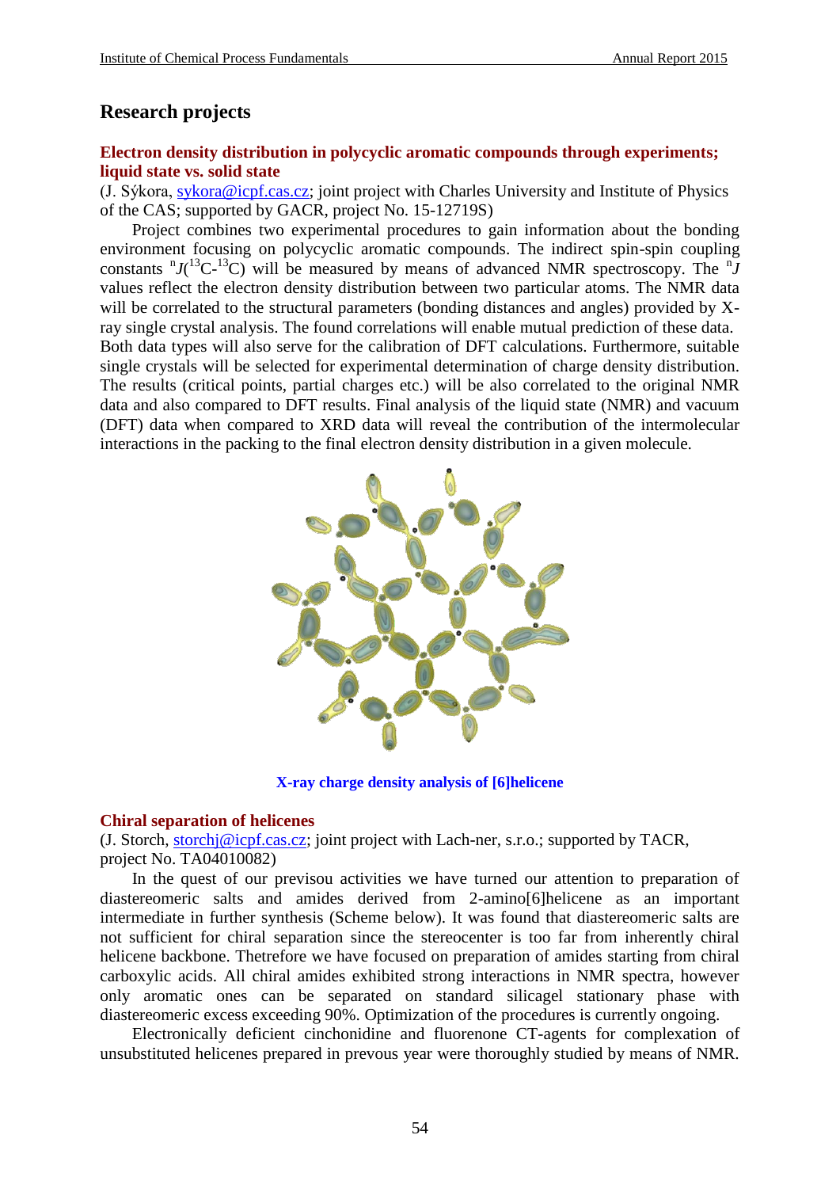## Research projects

### Electron density distribution in polycyclic aromatic compounds through experiments; liquid state vs. solid state

(J. Sýkora, sykora@icpf.cas.cz; joint project with Charles University and Institute of Physics of the CAS; supported by GACR, project No. 15-12719S)

Project combines two experimental procedures to gain information about the bonding environment focusing on polycyclic aromatic compounds. The indirect spin-spin coupling constants ${}^{n}J({}^{13}C\text{-}{}^{13}C)$ will be measured by means of advanced NMR spectroscopy. The ${}^{n}J$ values reflect the electron density distribution between two particular atoms. The NMR data will be correlated to the structural parameters (bonding distances and angles) provided by X-ray single crystal analysis. The found correlations will enable mutual prediction of these data. Both data types will also serve for the calibration of DFT calculations. Furthermore, suitable single crystals will be selected for experimental determination of charge density distribution. The results (critical points, partial charges etc.) will be also correlated to the original NMR data and also compared to DFT results. Final analysis of the liquid state (NMR) and vacuum (DFT) data when compared to XRD data will reveal the contribution of the intermolecular interactions in the packing to the final electron density distribution in a given molecule.

**X-ray charge density analysis of [6]helicene**

### Chiral separation of helicenes

(J. Storch, storchj@icpf.cas.cz; joint project with Lach-ner, s.r.o.; supported by TACR, project No. TA04010082)

In the quest of our previsou activities we have turned our attention to preparation of diastereomeric salts and amides derived from 2-amino[6]helicene as an important intermediate in further synthesis (Scheme below). It was found that diastereomeric salts are not sufficient for chiral separation since the stereocenter is too far from inherently chiral helicene backbone. Thetrefore we have focused on preparation of amides starting from chiral carboxylic acids. All chiral amides exhibited strong interactions in NMR spectra, however only aromatic ones can be separated on standard silicagel stationary phase with diastereomeric excess exceeding 90%. Optimization of the procedures is currently ongoing.

Electronically deficient cinchonidine and fluorenone CT-agents for complexation of unsubstituted helicenes prepared in prevous year were thoroughly studied by means of NMR.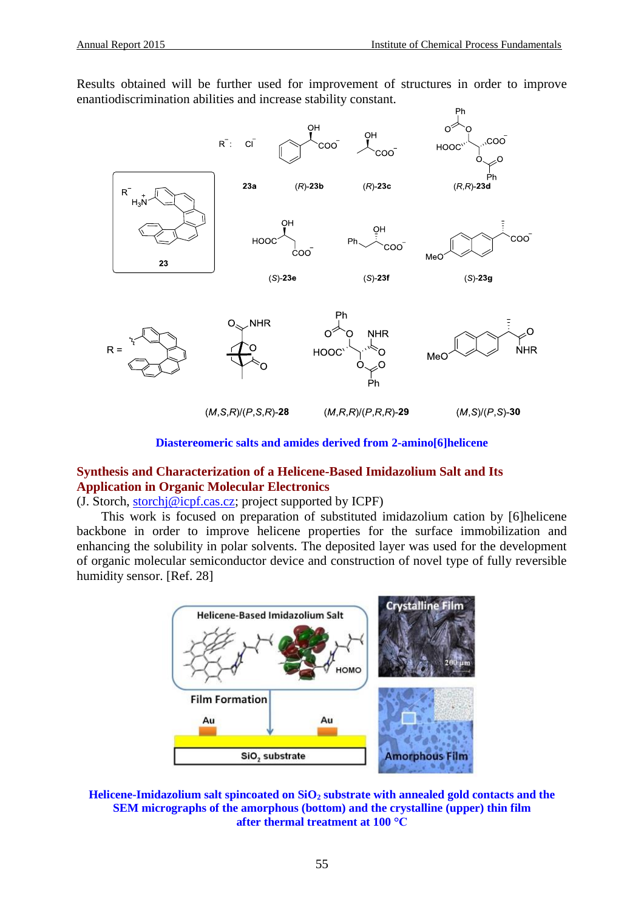Results obtained will be further used for improvement of structures in order to improve enantiodiscrimination abilities and increase stability constant.

Diastereomeric salts and amides derived from 2-amino[6]helicene

## Synthesis and Characterization of a Helicene-Based Imidazolium Salt and Its Application in Organic Molecular Electronics

(J. Storch, storchj@icpf.cas.cz; project supported by ICPF)

This work is focused on preparation of substituted imidazolium cation by [6]helicene backbone in order to improve helicene properties for the surface immobilization and enhancing the solubility in polar solvents. The deposited layer was used for the development of organic molecular semiconductor device and construction of novel type of fully reversible humidity sensor. [Ref. 28]

Helicene-Imidazolium salt spincoated on $SiO_2$ substrate with annealed gold contacts and the SEM micrographs of the amorphous (bottom) and the crystalline (upper) thin film after thermal treatment at 100 °C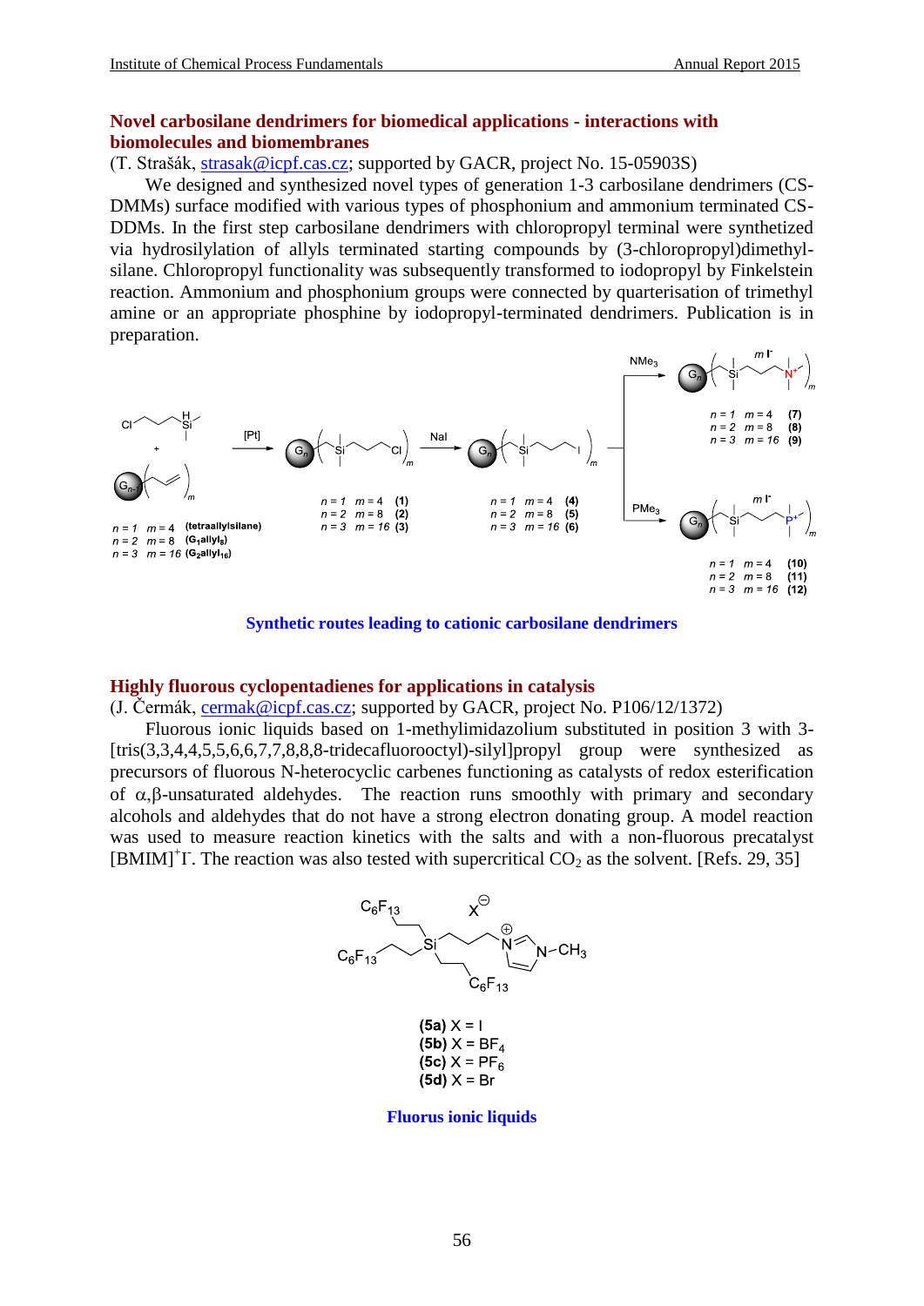## Novel carbosilane dendrimers for biomedical applications - interactions with biomolecules and biomembranes

(T. Strašák, strasak@icpf.cas.cz; supported by GACR, project No. 15-05903S)

We designed and synthesized novel types of generation 1-3 carbosilane dendrimers (CS-DMMs) surface modified with various types of phosphonium and ammonium terminated CS-DDMs. In the first step carbosilane dendrimers with chloropropyl terminal were synthetized via hydrosilylation of allyls terminated starting compounds by (3-chloropropyl)dimethyl-silane. Chloropropyl functionality was subsequently transformed to iodopropyl by Finkelstein reaction. Ammonium and phosphonium groups were connected by quarterisation of trimethyl amine or an appropriate phosphine by iodopropyl-terminated dendrimers. Publication is in preparation.

Synthetic routes leading to cationic carbosilane dendrimers

## Highly fluorous cyclopentadienes for applications in catalysis

(J. Čermák, cermak@icpf.cas.cz; supported by GACR, project No. P106/12/1372)

Fluorous ionic liquids based on 1-methylimidazolium substituted in position 3 with 3-[tris(3,3,4,4,5,5,6,6,7,7,8,8,8-tridecafluorooctyl)-silyl]propyl group were synthesized as precursors of fluorous N-heterocyclic carbenes functioning as catalysts of redox esterification of α,β-unsaturated aldehydes. The reaction runs smoothly with primary and secondary alcohols and aldehydes that do not have a strong electron donating group. A model reaction was used to measure reaction kinetics with the salts and with a non-fluorous precatalyst $[BMIM]^+I^-$. The reaction was also tested with supercritical $CO_2$ as the solvent. [Refs. 29, 35]

Fluorus ionic liquids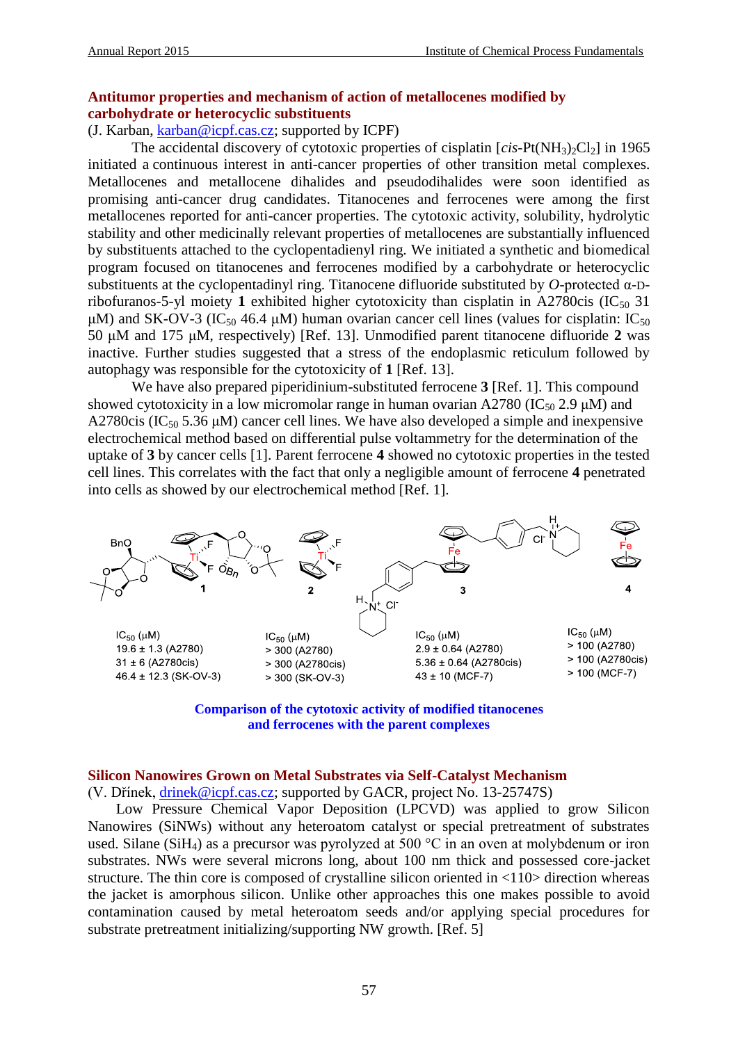## Antitumor properties and mechanism of action of metallocenes modified by carbohydrate or heterocyclic substituents

(J. Karban, karban@icpf.cas.cz; supported by ICPF)

The accidental discovery of cytotoxic properties of cisplatin [*cis*-$Pt(NH_3)_2Cl_2$] in 1965 initiated a continuous interest in anti-cancer properties of other transition metal complexes. Metallocenes and metallocene dihalides and pseudodihalides were soon identified as promising anti-cancer drug candidates. Titanocenes and ferrocenes were among the first metallocenes reported for anti-cancer properties. The cytotoxic activity, solubility, hydrolytic stability and other medicinally relevant properties of metallocenes are substantially influenced by substituents attached to the cyclopentadienyl ring. We initiated a synthetic and biomedical program focused on titanocenes and ferrocenes modified by a carbohydrate or heterocyclic substituents at the cyclopentadinyl ring. Titanocene difluoride substituted by *O*-protected α-D-ribofuranos-5-yl moiety **1** exhibited higher cytotoxicity than cisplatin in A2780cis ($IC_{50}$ 31 μM) and SK-OV-3 ($IC_{50}$ 46.4 μM) human ovarian cancer cell lines (values for cisplatin: $IC_{50}$ 50 μM and 175 μM, respectively) [Ref. 13]. Unmodified parent titanocene difluoride **2** was inactive. Further studies suggested that a stress of the endoplasmic reticulum followed by autophagy was responsible for the cytotoxicity of **1** [Ref. 13].

We have also prepared piperidinium-substituted ferrocene **3** [Ref. 1]. This compound showed cytotoxicity in a low micromolar range in human ovarian A2780 ($IC_{50}$ 2.9 μM) and A2780cis ($IC_{50}$ 5.36 μM) cancer cell lines. We have also developed a simple and inexpensive electrochemical method based on differential pulse voltammetry for the determination of the uptake of **3** by cancer cells [1]. Parent ferrocene **4** showed no cytotoxic properties in the tested cell lines. This correlates with the fact that only a negligible amount of ferrocene **4** penetrated into cells as showed by our electrochemical method [Ref. 1].

| | 1 | 2 | 3 | 4 |
|---|---|---|---|---|
| $IC_{50}$ (μM) | 19.6 ± 1.3 (A2780) | > 300 (A2780) | 2.9 ± 0.64 (A2780) | > 100 (A2780) |
| | 31 ± 6 (A2780cis) | > 300 (A2780cis) | 5.36 ± 0.64 (A2780cis) | > 100 (A2780cis) |
| | 46.4 ± 12.3 (SK-OV-3) | > 300 (SK-OV-3) | 43 ± 10 (MCF-7) | > 100 (MCF-7) |

**Comparison of the cytotoxic activity of modified titanocenes and ferrocenes with the parent complexes**

## Silicon Nanowires Grown on Metal Substrates via Self-Catalyst Mechanism

(V. Dřínek, drinek@icpf.cas.cz; supported by GACR, project No. 13-25747S)

Low Pressure Chemical Vapor Deposition (LPCVD) was applied to grow Silicon Nanowires (SiNWs) without any heteroatom catalyst or special pretreatment of substrates used. Silane ($SiH_4$) as a precursor was pyrolyzed at 500 °C in an oven at molybdenum or iron substrates. NWs were several microns long, about 100 nm thick and possessed core-jacket structure. The thin core is composed of crystalline silicon oriented in <110> direction whereas the jacket is amorphous silicon. Unlike other approaches this one makes possible to avoid contamination caused by metal heteroatom seeds and/or applying special procedures for substrate pretreatment initializing/supporting NW growth. [Ref. 5]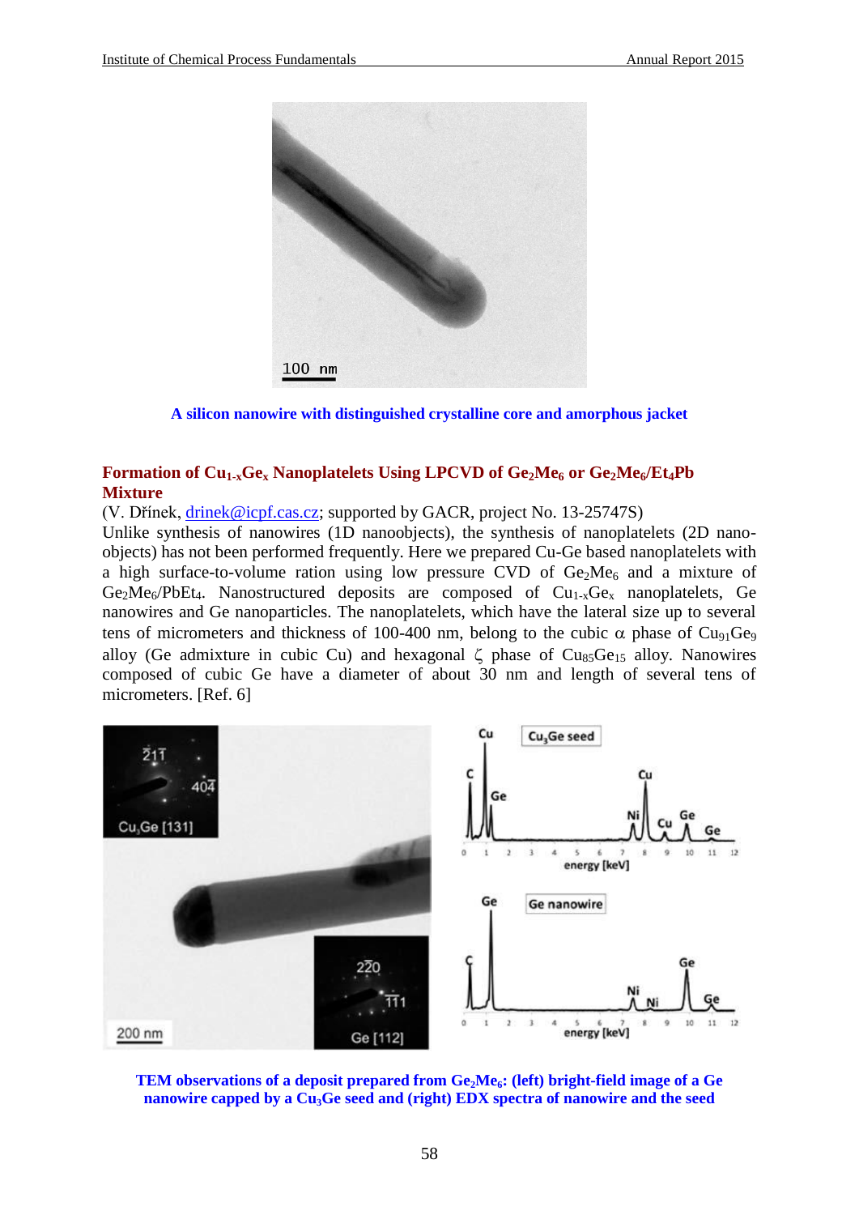**A silicon nanowire with distinguished crystalline core and amorphous jacket**

## Formation of $Cu_{1-x}Ge_x$ Nanoplatelets Using LPCVD of $Ge_2Me_6$ or $Ge_2Me_6/Et_4Pb$ Mixture

(V. Dřínek, drinek@icpf.cas.cz; supported by GACR, project No. 13-25747S)

Unlike synthesis of nanowires (1D nanoobjects), the synthesis of nanoplatelets (2D nano-objects) has not been performed frequently. Here we prepared Cu-Ge based nanoplatelets with a high surface-to-volume ration using low pressure CVD of $Ge_2Me_6$ and a mixture of $Ge_2Me_6/PbEt_4$. Nanostructured deposits are composed of $Cu_{1-x}Ge_x$ nanoplatelets, Ge nanowires and Ge nanoparticles. The nanoplatelets, which have the lateral size up to several tens of micrometers and thickness of 100-400 nm, belong to the cubic $\alpha$ phase of $Cu_{91}Ge_9$ alloy (Ge admixture in cubic Cu) and hexagonal $\zeta$ phase of $Cu_{85}Ge_{15}$ alloy. Nanowires composed of cubic Ge have a diameter of about 30 nm and length of several tens of micrometers. [Ref. 6]

**TEM observations of a deposit prepared from $Ge_2Me_6$: (left) bright-field image of a Ge nanowire capped by a $Cu_3Ge$ seed and (right) EDX spectra of nanowire and the seed**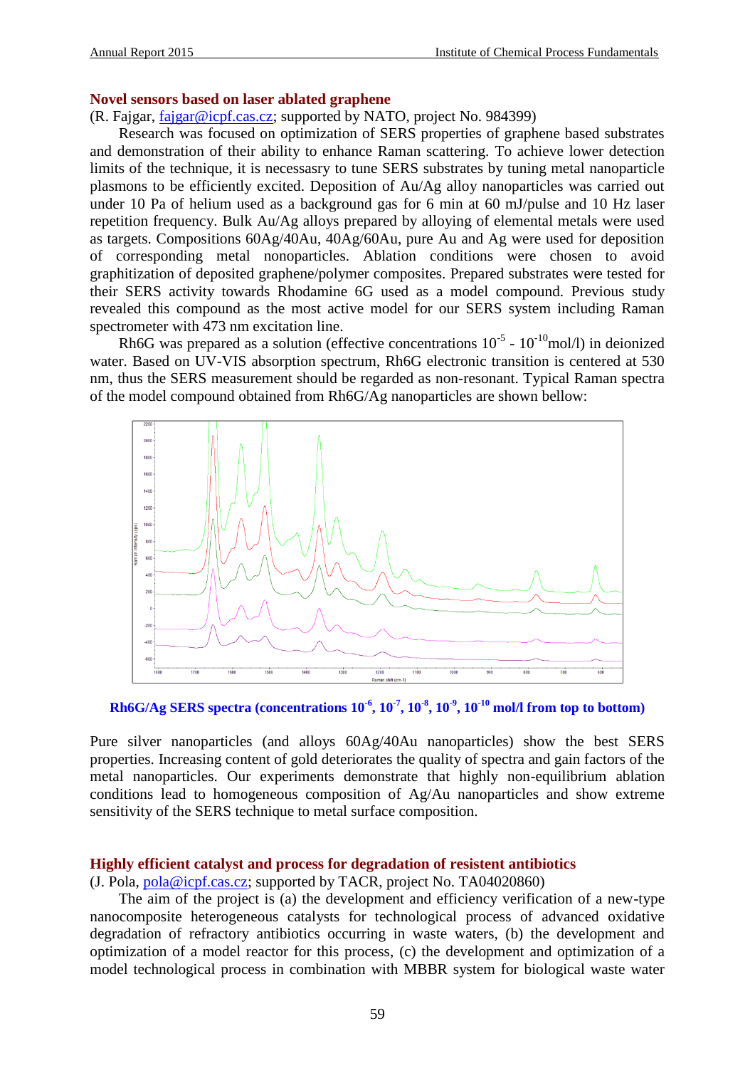## Novel sensors based on laser ablated graphene

(R. Fajgar, fajgar@icpf.cas.cz; supported by NATO, project No. 984399)

Research was focused on optimization of SERS properties of graphene based substrates and demonstration of their ability to enhance Raman scattering. To achieve lower detection limits of the technique, it is necessasry to tune SERS substrates by tuning metal nanoparticle plasmons to be efficiently excited. Deposition of Au/Ag alloy nanoparticles was carried out under 10 Pa of helium used as a background gas for 6 min at 60 mJ/pulse and 10 Hz laser repetition frequency. Bulk Au/Ag alloys prepared by alloying of elemental metals were used as targets. Compositions 60Ag/40Au, 40Ag/60Au, pure Au and Ag were used for deposition of corresponding metal nonoparticles. Ablation conditions were chosen to avoid graphitization of deposited graphene/polymer composites. Prepared substrates were tested for their SERS activity towards Rhodamine 6G used as a model compound. Previous study revealed this compound as the most active model for our SERS system including Raman spectrometer with 473 nm excitation line.

Rh6G was prepared as a solution (effective concentrations $10^{-5}$ - $10^{-10}$mol/l) in deionized water. Based on UV-VIS absorption spectrum, Rh6G electronic transition is centered at 530 nm, thus the SERS measurement should be regarded as non-resonant. Typical Raman spectra of the model compound obtained from Rh6G/Ag nanoparticles are shown bellow:

**Rh6G/Ag SERS spectra (concentrations $10^{-6}$, $10^{-7}$, $10^{-8}$, $10^{-9}$, $10^{-10}$ mol/l from top to bottom)**

Pure silver nanoparticles (and alloys 60Ag/40Au nanoparticles) show the best SERS properties. Increasing content of gold deteriorates the quality of spectra and gain factors of the metal nanoparticles. Our experiments demonstrate that highly non-equilibrium ablation conditions lead to homogeneous composition of Ag/Au nanoparticles and show extreme sensitivity of the SERS technique to metal surface composition.

## Highly efficient catalyst and process for degradation of resistent antibiotics

(J. Pola, pola@icpf.cas.cz; supported by TACR, project No. TA04020860)

The aim of the project is (a) the development and efficiency verification of a new-type nanocomposite heterogeneous catalysts for technological process of advanced oxidative degradation of refractory antibiotics occurring in waste waters, (b) the development and optimization of a model reactor for this process, (c) the development and optimization of a model technological process in combination with MBBR system for biological waste water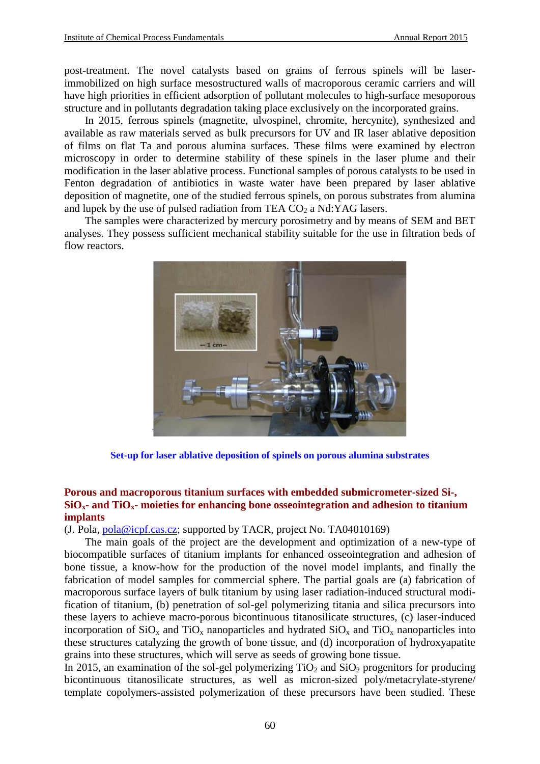post-treatment. The novel catalysts based on grains of ferrous spinels will be laser-immobilized on high surface mesostructured walls of macroporous ceramic carriers and will have high priorities in efficient adsorption of pollutant molecules to high-surface mesoporous structure and in pollutants degradation taking place exclusively on the incorporated grains.

In 2015, ferrous spinels (magnetite, ulvospinel, chromite, hercynite), synthesized and available as raw materials served as bulk precursors for UV and IR laser ablative deposition of films on flat Ta and porous alumina surfaces. These films were examined by electron microscopy in order to determine stability of these spinels in the laser plume and their modification in the laser ablative process. Functional samples of porous catalysts to be used in Fenton degradation of antibiotics in waste water have been prepared by laser ablative deposition of magnetite, one of the studied ferrous spinels, on porous substrates from alumina and lupek by the use of pulsed radiation from TEA $CO_2$ a Nd:YAG lasers.

The samples were characterized by mercury porosimetry and by means of SEM and BET analyses. They possess sufficient mechanical stability suitable for the use in filtration beds of flow reactors.

**Set-up for laser ablative deposition of spinels on porous alumina substrates**

## Porous and macroporous titanium surfaces with embedded submicrometer-sized Si-, $SiO_x$- and $TiO_x$- moieties for enhancing bone osseointegration and adhesion to titanium implants

(J. Pola, pola@icpf.cas.cz; supported by TACR, project No. TA04010169)

The main goals of the project are the development and optimization of a new-type of biocompatible surfaces of titanium implants for enhanced osseointegration and adhesion of bone tissue, a know-how for the production of the novel model implants, and finally the fabrication of model samples for commercial sphere. The partial goals are (a) fabrication of macroporous surface layers of bulk titanium by using laser radiation-induced structural modification of titanium, (b) penetration of sol-gel polymerizing titania and silica precursors into these layers to achieve macro-porous bicontinuous titanosilicate structures, (c) laser-induced incorporation of $SiO_x$ and $TiO_x$ nanoparticles and hydrated $SiO_x$ and $TiO_x$ nanoparticles into these structures catalyzing the growth of bone tissue, and (d) incorporation of hydroxyapatite grains into these structures, which will serve as seeds of growing bone tissue.

In 2015, an examination of the sol-gel polymerizing $TiO_2$ and $SiO_2$ progenitors for producing bicontinuous titanosilicate structures, as well as micron-sized poly/metacrylate-styrene/ template copolymers-assisted polymerization of these precursors have been studied. These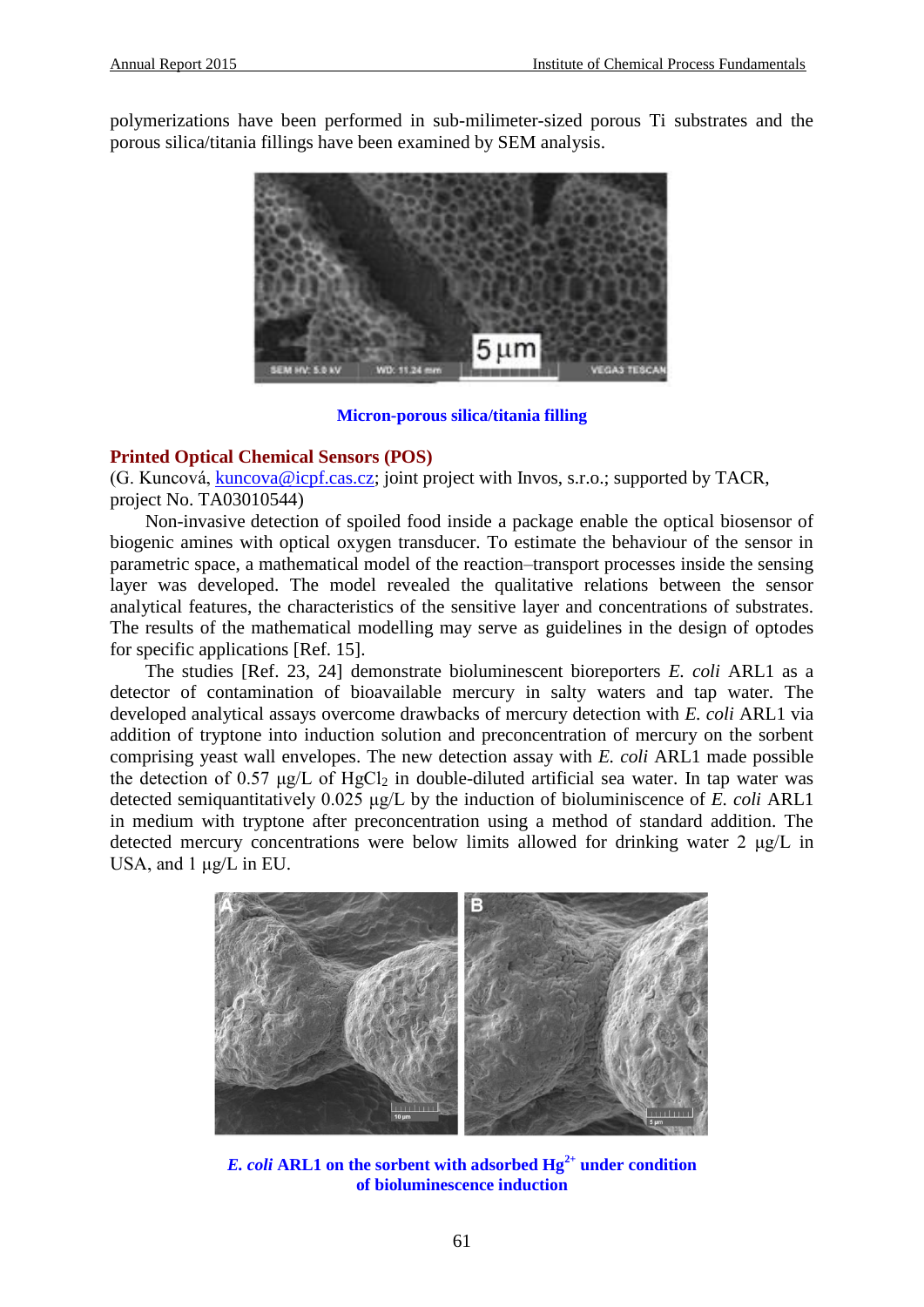polymerizations have been performed in sub-milimeter-sized porous Ti substrates and the porous silica/titania fillings have been examined by SEM analysis.

**Micron-porous silica/titania filling**

## Printed Optical Chemical Sensors (POS)

(G. Kuncová, kuncova@icpf.cas.cz; joint project with Invos, s.r.o.; supported by TACR, project No. TA03010544)

Non-invasive detection of spoiled food inside a package enable the optical biosensor of biogenic amines with optical oxygen transducer. To estimate the behaviour of the sensor in parametric space, a mathematical model of the reaction–transport processes inside the sensing layer was developed. The model revealed the qualitative relations between the sensor analytical features, the characteristics of the sensitive layer and concentrations of substrates. The results of the mathematical modelling may serve as guidelines in the design of optodes for specific applications [Ref. 15].

The studies [Ref. 23, 24] demonstrate bioluminescent bioreporters *E. coli* ARL1 as a detector of contamination of bioavailable mercury in salty waters and tap water. The developed analytical assays overcome drawbacks of mercury detection with *E. coli* ARL1 via addition of tryptone into induction solution and preconcentration of mercury on the sorbent comprising yeast wall envelopes. The new detection assay with *E. coli* ARL1 made possible the detection of 0.57 μg/L of $HgCl_2$ in double-diluted artificial sea water. In tap water was detected semiquantitatively 0.025 μg/L by the induction of bioluminiscence of *E. coli* ARL1 in medium with tryptone after preconcentration using a method of standard addition. The detected mercury concentrations were below limits allowed for drinking water 2 μg/L in USA, and 1 μg/L in EU.

***E. coli* ARL1 on the sorbent with adsorbed $Hg^{2+}$ under condition of bioluminescence induction**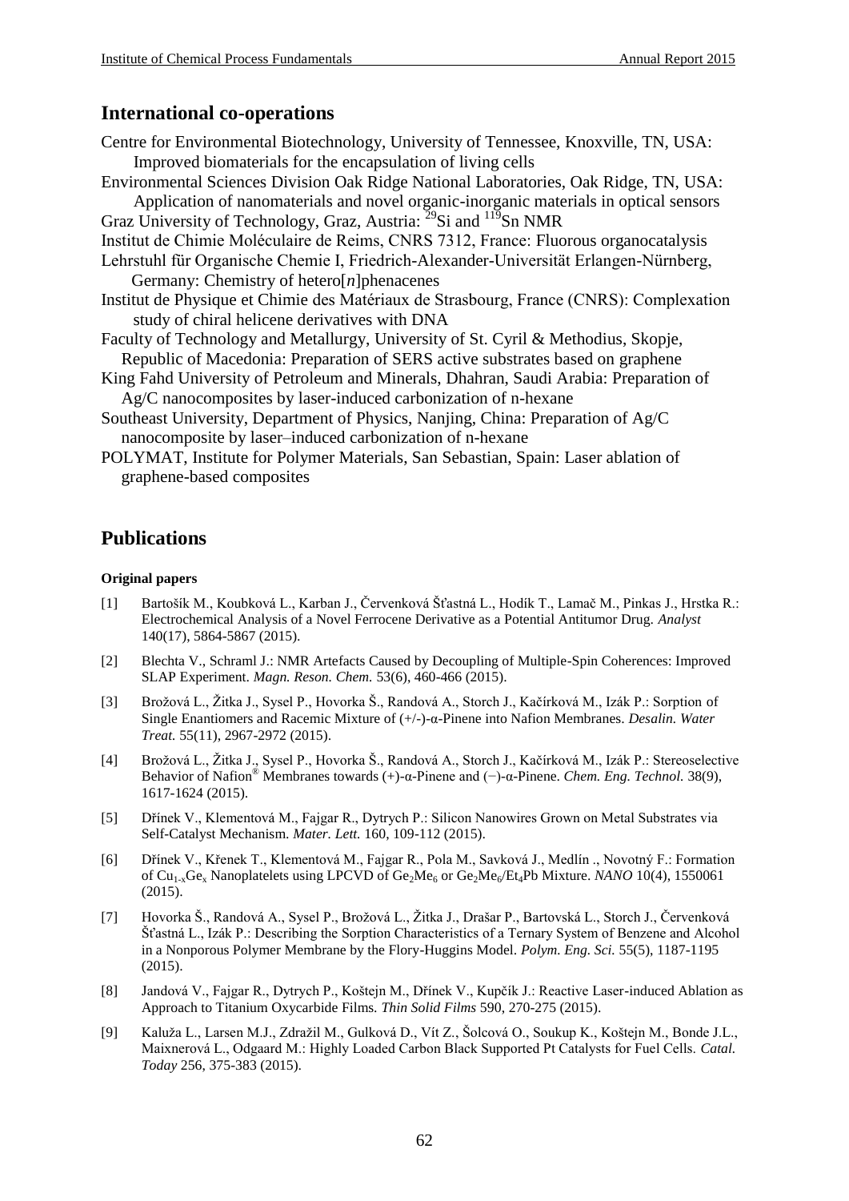## International co-operations

Centre for Environmental Biotechnology, University of Tennessee, Knoxville, TN, USA: Improved biomaterials for the encapsulation of living cells

Environmental Sciences Division Oak Ridge National Laboratories, Oak Ridge, TN, USA: Application of nanomaterials and novel organic-inorganic materials in optical sensors

Graz University of Technology, Graz, Austria: $^{29}$Si and $^{119}$Sn NMR

Institut de Chimie Moléculaire de Reims, CNRS 7312, France: Fluorous organocatalysis

Lehrstuhl für Organische Chemie I, Friedrich-Alexander-Universität Erlangen-Nürnberg, Germany: Chemistry of hetero[*n*]phenacenes

Institut de Physique et Chimie des Matériaux de Strasbourg, France (CNRS): Complexation study of chiral helicene derivatives with DNA

Faculty of Technology and Metallurgy, University of St. Cyril & Methodius, Skopje, Republic of Macedonia: Preparation of SERS active substrates based on graphene

King Fahd University of Petroleum and Minerals, Dhahran, Saudi Arabia: Preparation of Ag/C nanocomposites by laser-induced carbonization of n-hexane

Southeast University, Department of Physics, Nanjing, China: Preparation of Ag/C nanocomposite by laser–induced carbonization of n-hexane

POLYMAT, Institute for Polymer Materials, San Sebastian, Spain: Laser ablation of graphene-based composites

## Publications

#### Original papers

[1] Bartošík M., Koubková L., Karban J., Červenková Šťastná L., Hodík T., Lamač M., Pinkas J., Hrstka R.: Electrochemical Analysis of a Novel Ferrocene Derivative as a Potential Antitumor Drug. *Analyst* 140(17), 5864-5867 (2015).

[2] Blechta V., Schraml J.: NMR Artefacts Caused by Decoupling of Multiple-Spin Coherences: Improved SLAP Experiment. *Magn. Reson. Chem.* 53(6), 460-466 (2015).

[3] Brožová L., Žitka J., Sysel P., Hovorka Š., Randová A., Storch J., Kačírková M., Izák P.: Sorption of Single Enantiomers and Racemic Mixture of (+/-)-α-Pinene into Nafion Membranes. *Desalin. Water Treat.* 55(11), 2967-2972 (2015).

[4] Brožová L., Žitka J., Sysel P., Hovorka Š., Randová A., Storch J., Kačírková M., Izák P.: Stereoselective Behavior of Nafion® Membranes towards (+)-α-Pinene and (−)-α-Pinene. *Chem. Eng. Technol.* 38(9), 1617-1624 (2015).

[5] Dřínek V., Klementová M., Fajgar R., Dytrych P.: Silicon Nanowires Grown on Metal Substrates via Self-Catalyst Mechanism. *Mater. Lett.* 160, 109-112 (2015).

[6] Dřínek V., Křenek T., Klementová M., Fajgar R., Pola M., Savková J., Medlín ., Novotný F.: Formation of $Cu_{1-x}Ge_x$ Nanoplatelets using LPCVD of $Ge_2Me_6$ or $Ge_2Me_6/Et_4Pb$ Mixture. *NANO* 10(4), 1550061 (2015).

[7] Hovorka Š., Randová A., Sysel P., Brožová L., Žitka J., Drašar P., Bartovská L., Storch J., Červenková Šťastná L., Izák P.: Describing the Sorption Characteristics of a Ternary System of Benzene and Alcohol in a Nonporous Polymer Membrane by the Flory-Huggins Model. *Polym. Eng. Sci.* 55(5), 1187-1195 (2015).

[8] Jandová V., Fajgar R., Dytrych P., Koštejn M., Dřínek V., Kupčík J.: Reactive Laser-induced Ablation as Approach to Titanium Oxycarbide Films. *Thin Solid Films* 590, 270-275 (2015).

[9] Kaluža L., Larsen M.J., Zdražil M., Gulková D., Vít Z., Šolcová O., Soukup K., Koštejn M., Bonde J.L., Maixnerová L., Odgaard M.: Highly Loaded Carbon Black Supported Pt Catalysts for Fuel Cells. *Catal. Today* 256, 375-383 (2015).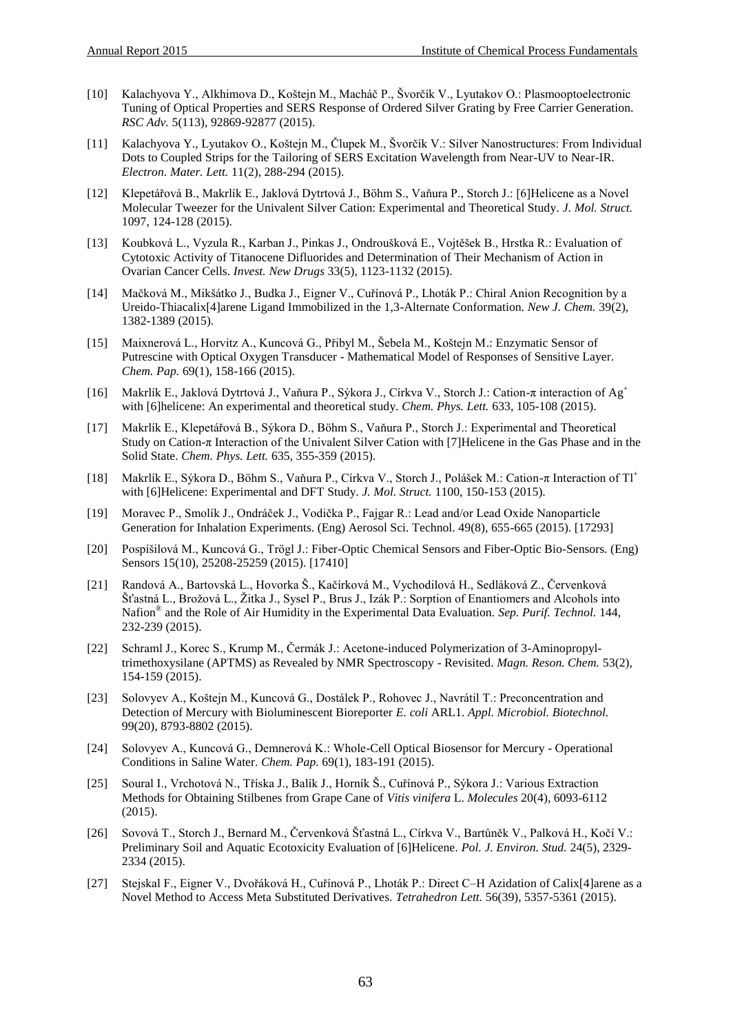[10] Kalachyova Y., Alkhimova D., Koštejn M., Macháč P., Švorčík V., Lyutakov O.: Plasmooptoelectronic Tuning of Optical Properties and SERS Response of Ordered Silver Grating by Free Carrier Generation. *RSC Adv.* 5(113), 92869-92877 (2015).

[11] Kalachyova Y., Lyutakov O., Koštejn M., Člupek M., Švorčík V.: Silver Nanostructures: From Individual Dots to Coupled Strips for the Tailoring of SERS Excitation Wavelength from Near-UV to Near-IR. *Electron. Mater. Lett.* 11(2), 288-294 (2015).

[12] Klepetářová B., Makrlík E., Jaklová Dytrtová J., Böhm S., Vaňura P., Storch J.: [6]Helicene as a Novel Molecular Tweezer for the Univalent Silver Cation: Experimental and Theoretical Study. *J. Mol. Struct.* 1097, 124-128 (2015).

[13] Koubková L., Vyzula R., Karban J., Pinkas J., Ondroušková E., Vojtěšek B., Hrstka R.: Evaluation of Cytotoxic Activity of Titanocene Difluorides and Determination of Their Mechanism of Action in Ovarian Cancer Cells. *Invest. New Drugs* 33(5), 1123-1132 (2015).

[14] Mačková M., Mikšátko J., Budka J., Eigner V., Cuřínová P., Lhoták P.: Chiral Anion Recognition by a Ureido-Thiacalix[4]arene Ligand Immobilized in the 1,3-Alternate Conformation. *New J. Chem.* 39(2), 1382-1389 (2015).

[15] Maixnerová L., Horvitz A., Kuncová G., Přibyl M., Šebela M., Koštejn M.: Enzymatic Sensor of Putrescine with Optical Oxygen Transducer - Mathematical Model of Responses of Sensitive Layer. *Chem. Pap.* 69(1), 158-166 (2015).

[16] Makrlík E., Jaklová Dytrtová J., Vaňura P., Sýkora J., Církva V., Storch J.: Cation-π interaction of $Ag^+$ with [6]helicene: An experimental and theoretical study. *Chem. Phys. Lett.* 633, 105-108 (2015).

[17] Makrlík E., Klepetářová B., Sýkora D., Böhm S., Vaňura P., Storch J.: Experimental and Theoretical Study on Cation-π Interaction of the Univalent Silver Cation with [7]Helicene in the Gas Phase and in the Solid State. *Chem. Phys. Lett.* 635, 355-359 (2015).

[18] Makrlík E., Sýkora D., Böhm S., Vaňura P., Církva V., Storch J., Polášek M.: Cation-π Interaction of $Tl^+$ with [6]Helicene: Experimental and DFT Study. *J. Mol. Struct.* 1100, 150-153 (2015).

[19] Moravec P., Smolík J., Ondráček J., Vodička P., Fajgar R.: Lead and/or Lead Oxide Nanoparticle Generation for Inhalation Experiments. (Eng) Aerosol Sci. Technol. 49(8), 655-665 (2015). [17293]

[20] Pospíšilová M., Kuncová G., Trögl J.: Fiber-Optic Chemical Sensors and Fiber-Optic Bio-Sensors. (Eng) Sensors 15(10), 25208-25259 (2015). [17410]

[21] Randová A., Bartovská L., Hovorka Š., Kačírková M., Vychodilová H., Sedláková Z., Červenková Šťastná L., Brožová L., Žitka J., Sysel P., Brus J., Izák P.: Sorption of Enantiomers and Alcohols into Nafion® and the Role of Air Humidity in the Experimental Data Evaluation. *Sep. Purif. Technol.* 144, 232-239 (2015).

[22] Schraml J., Korec S., Krump M., Čermák J.: Acetone-induced Polymerization of 3-Aminopropyl-trimethoxysilane (APTMS) as Revealed by NMR Spectroscopy - Revisited. *Magn. Reson. Chem.* 53(2), 154-159 (2015).

[23] Solovyev A., Koštejn M., Kuncová G., Dostálek P., Rohovec J., Navrátil T.: Preconcentration and Detection of Mercury with Bioluminescent Bioreporter *E. coli* ARL1. *Appl. Microbiol. Biotechnol.* 99(20), 8793-8802 (2015).

[24] Solovyev A., Kuncová G., Demnerová K.: Whole-Cell Optical Biosensor for Mercury - Operational Conditions in Saline Water. *Chem. Pap.* 69(1), 183-191 (2015).

[25] Soural I., Vrchotová N., Tříska J., Balík J., Horník Š., Cuřínová P., Sýkora J.: Various Extraction Methods for Obtaining Stilbenes from Grape Cane of *Vitis vinifera* L. *Molecules* 20(4), 6093-6112 (2015).

[26] Sovová T., Storch J., Bernard M., Červenková Šťastná L., Církva V., Bartůněk V., Palková H., Kočí V.: Preliminary Soil and Aquatic Ecotoxicity Evaluation of [6]Helicene. *Pol. J. Environ. Stud.* 24(5), 2329-2334 (2015).

[27] Stejskal F., Eigner V., Dvořáková H., Cuřínová P., Lhoták P.: Direct C–H Azidation of Calix[4]arene as a Novel Method to Access Meta Substituted Derivatives. *Tetrahedron Lett.* 56(39), 5357-5361 (2015).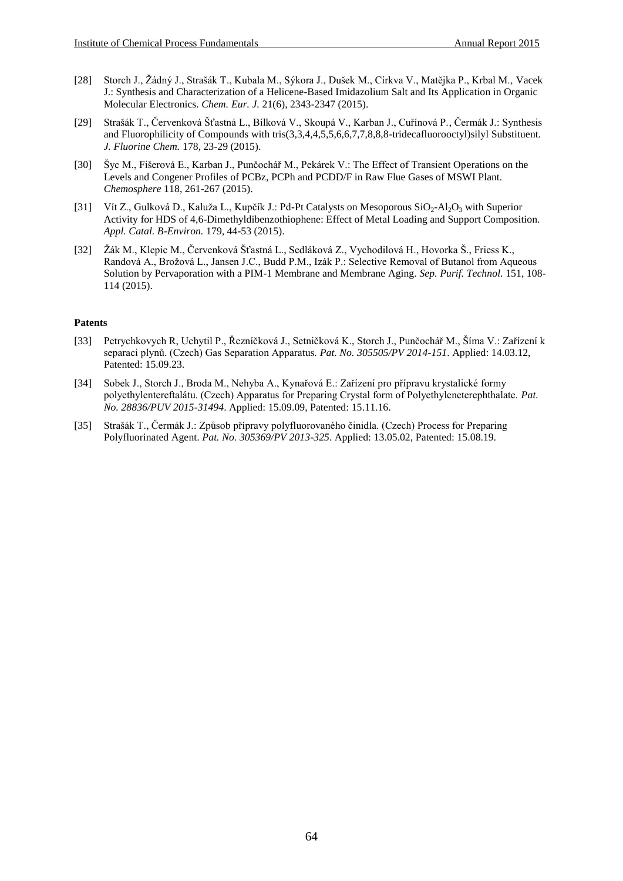[28] Storch J., Žádný J., Strašák T., Kubala M., Sýkora J., Dušek M., Církva V., Matějka P., Krbal M., Vacek J.: Synthesis and Characterization of a Helicene-Based Imidazolium Salt and Its Application in Organic Molecular Electronics. *Chem. Eur. J.* 21(6), 2343-2347 (2015).

[29] Strašák T., Červenková Šťastná L., Bílková V., Skoupá V., Karban J., Cuřínová P., Čermák J.: Synthesis and Fluorophilicity of Compounds with tris(3,3,4,4,5,5,6,6,7,7,8,8,8-tridecafluorooctyl)silyl Substituent. *J. Fluorine Chem.* 178, 23-29 (2015).

[30] Šyc M., Fišerová E., Karban J., Punčochář M., Pekárek V.: The Effect of Transient Operations on the Levels and Congener Profiles of PCBz, PCPh and PCDD/F in Raw Flue Gases of MSWI Plant. *Chemosphere* 118, 261-267 (2015).

[31] Vít Z., Gulková D., Kaluža L., Kupčík J.: Pd-Pt Catalysts on Mesoporous $SiO_2$-$Al_2O_3$ with Superior Activity for HDS of 4,6-Dimethyldibenzothiophene: Effect of Metal Loading and Support Composition. *Appl. Catal. B-Environ.* 179, 44-53 (2015).

[32] Žák M., Klepic M., Červenková Šťastná L., Sedláková Z., Vychodilová H., Hovorka Š., Friess K., Randová A., Brožová L., Jansen J.C., Budd P.M., Izák P.: Selective Removal of Butanol from Aqueous Solution by Pervaporation with a PIM-1 Membrane and Membrane Aging. *Sep. Purif. Technol.* 151, 108-114 (2015).

**Patents**

[33] Petrychkovych R, Uchytil P., Řezníčková J., Setničková K., Storch J., Punčochář M., Šíma V.: Zařízení k separaci plynů. (Czech) Gas Separation Apparatus. *Pat. No. 305505/PV 2014-151*. Applied: 14.03.12, Patented: 15.09.23.

[34] Sobek J., Storch J., Broda M., Nehyba A., Kynařová E.: Zařízení pro přípravu krystalické formy polyethylentereftalátu. (Czech) Apparatus for Preparing Crystal form of Polyethyleneterephthalate. *Pat. No. 28836/PUV 2015-31494*. Applied: 15.09.09, Patented: 15.11.16.

[35] Strašák T., Čermák J.: Způsob přípravy polyfluorovaného činidla. (Czech) Process for Preparing Polyfluorinated Agent. *Pat. No. 305369/PV 2013-325*. Applied: 13.05.02, Patented: 15.08.19.